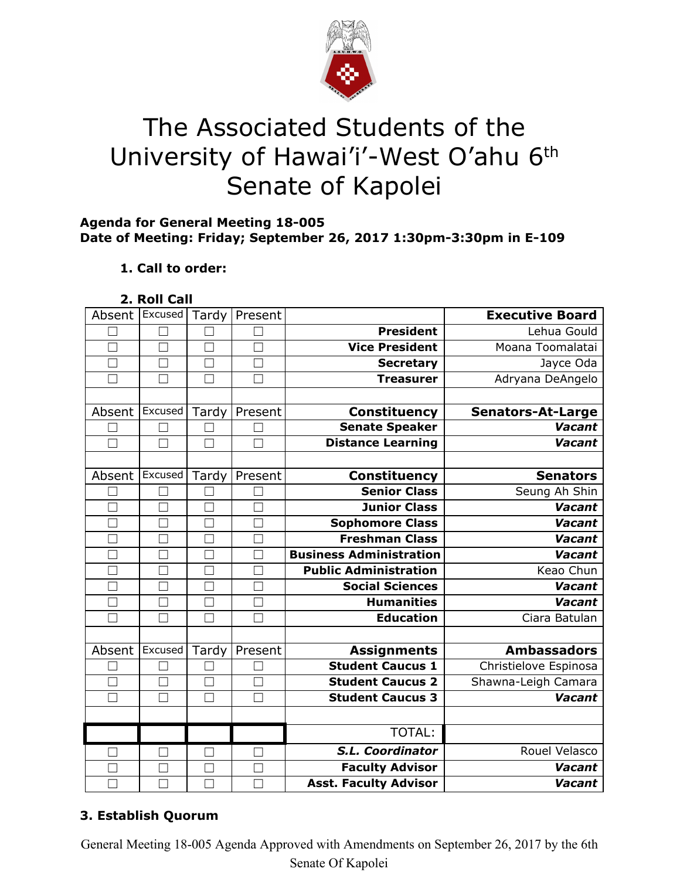# The Associated Students of the University of Hawai'i-West O'ahu 6th Senate of Kapolei

**Agenda for General Meeting 18-005**
**Date of Meeting: Friday; September 26, 2017 1:30pm-3:30pm in E-109**

1. **Call to order:**

2. **Roll Call**

| Absent | Excused | Tardy | Present | | Executive Board |
|---|---|---|---|---|---|
| ☐ | ☐ | ☐ | ☐ | **President** | Lehua Gould |
| ☐ | ☐ | ☐ | ☐ | **Vice President** | Moana Toomalatai |
| ☐ | ☐ | ☐ | ☐ | **Secretary** | Jayce Oda |
| ☐ | ☐ | ☐ | ☐ | **Treasurer** | Adryana DeAngelo |
| | | | | | |
| Absent | Excused | Tardy | Present | **Constituency** | **Senators-At-Large** |
| ☐ | ☐ | ☐ | ☐ | **Senate Speaker** | ***Vacant*** |
| ☐ | ☐ | ☐ | ☐ | **Distance Learning** | ***Vacant*** |
| | | | | | |
| Absent | Excused | Tardy | Present | **Constituency** | **Senators** |
| ☐ | ☐ | ☐ | ☐ | **Senior Class** | Seung Ah Shin |
| ☐ | ☐ | ☐ | ☐ | **Junior Class** | ***Vacant*** |
| ☐ | ☐ | ☐ | ☐ | **Sophomore Class** | ***Vacant*** |
| ☐ | ☐ | ☐ | ☐ | **Freshman Class** | ***Vacant*** |
| ☐ | ☐ | ☐ | ☐ | **Business Administration** | ***Vacant*** |
| ☐ | ☐ | ☐ | ☐ | **Public Administration** | Keao Chun |
| ☐ | ☐ | ☐ | ☐ | **Social Sciences** | ***Vacant*** |
| ☐ | ☐ | ☐ | ☐ | **Humanities** | ***Vacant*** |
| ☐ | ☐ | ☐ | ☐ | **Education** | Ciara Batulan |
| | | | | | |
| Absent | Excused | Tardy | Present | **Assignments** | **Ambassadors** |
| ☐ | ☐ | ☐ | ☐ | **Student Caucus 1** | Christielove Espinosa |
| ☐ | ☐ | ☐ | ☐ | **Student Caucus 2** | Shawna-Leigh Camara |
| ☐ | ☐ | ☐ | ☐ | **Student Caucus 3** | ***Vacant*** |
| | | | | | |
| | | | | TOTAL: | |
| ☐ | ☐ | ☐ | ☐ | ***S.L. Coordinator*** | Rouel Velasco |
| ☐ | ☐ | ☐ | ☐ | **Faculty Advisor** | ***Vacant*** |
| ☐ | ☐ | ☐ | ☐ | **Asst. Faculty Advisor** | ***Vacant*** |

**3. Establish Quorum**

General Meeting 18-005 Agenda Approved with Amendments on September 26, 2017 by the 6th Senate Of Kapolei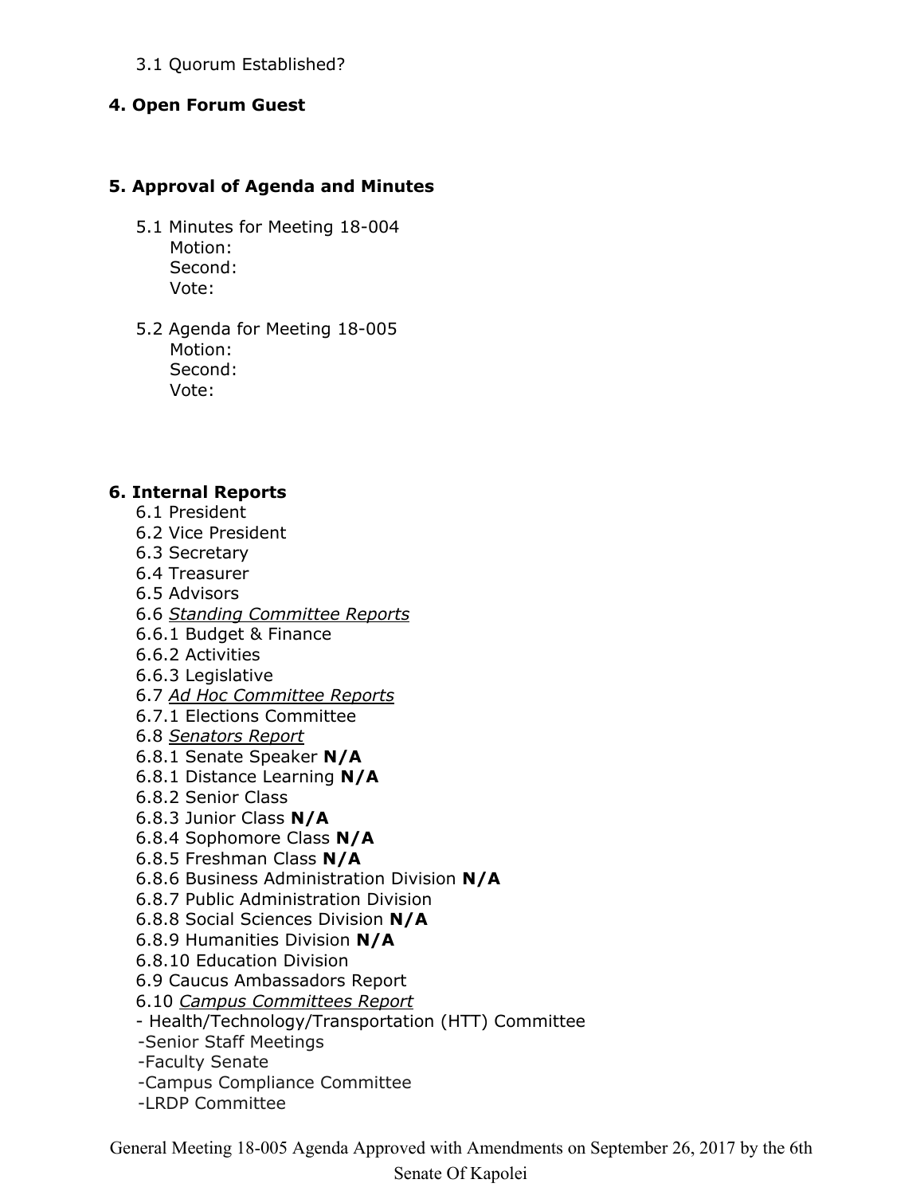3.1 Quorum Established?

**4. Open Forum Guest**

**5. Approval of Agenda and Minutes**

5.1 Minutes for Meeting 18-004
Motion:
Second:
Vote:

5.2 Agenda for Meeting 18-005
Motion:
Second:
Vote:

**6. Internal Reports**

6.1 President
6.2 Vice President
6.3 Secretary
6.4 Treasurer
6.5 Advisors
6.6 *Standing Committee Reports*
6.6.1 Budget & Finance
6.6.2 Activities
6.6.3 Legislative
6.7 *Ad Hoc Committee Reports*
6.7.1 Elections Committee
6.8 *Senators Report*
6.8.1 Senate Speaker **N/A**
6.8.1 Distance Learning **N/A**
6.8.2 Senior Class
6.8.3 Junior Class **N/A**
6.8.4 Sophomore Class **N/A**
6.8.5 Freshman Class **N/A**
6.8.6 Business Administration Division **N/A**
6.8.7 Public Administration Division
6.8.8 Social Sciences Division **N/A**
6.8.9 Humanities Division **N/A**
6.8.10 Education Division
6.9 Caucus Ambassadors Report
6.10 *Campus Committees Report*
- Health/Technology/Transportation (HTT) Committee
-Senior Staff Meetings
-Faculty Senate
-Campus Compliance Committee
-LRDP Committee

General Meeting 18-005 Agenda Approved with Amendments on September 26, 2017 by the 6th Senate Of Kapolei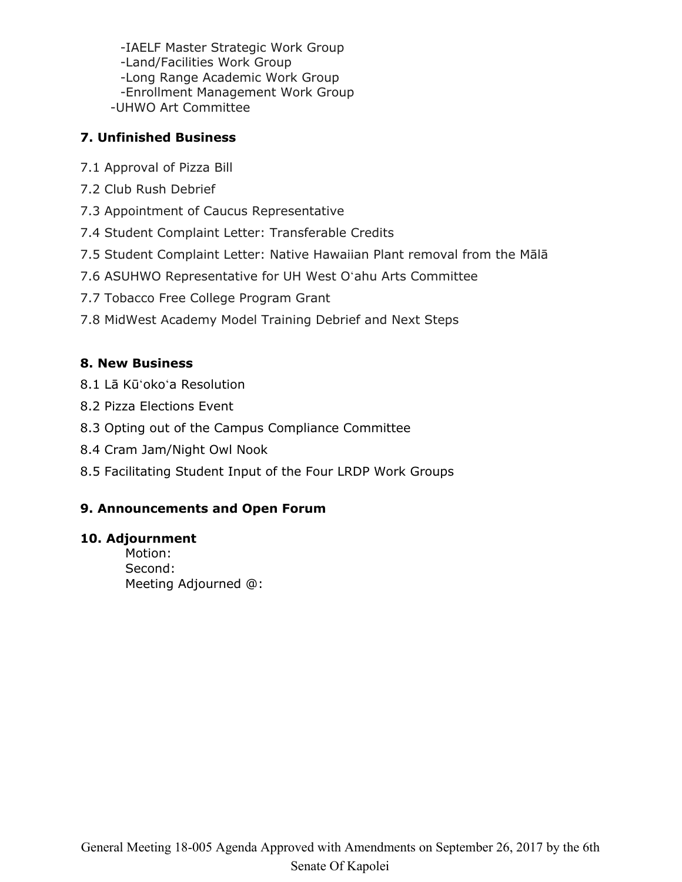- IAELF Master Strategic Work Group
- Land/Facilities Work Group
- Long Range Academic Work Group
- Enrollment Management Work Group
- UHWO Art Committee

### 7. Unfinished Business

7.1 Approval of Pizza Bill

7.2 Club Rush Debrief

7.3 Appointment of Caucus Representative

7.4 Student Complaint Letter: Transferable Credits

7.5 Student Complaint Letter: Native Hawaiian Plant removal from the Mālā

7.6 ASUHWO Representative for UH West Oʻahu Arts Committee

7.7 Tobacco Free College Program Grant

7.8 MidWest Academy Model Training Debrief and Next Steps

### 8. New Business

8.1 Lā Kūʻokoʻa Resolution

8.2 Pizza Elections Event

8.3 Opting out of the Campus Compliance Committee

8.4 Cram Jam/Night Owl Nook

8.5 Facilitating Student Input of the Four LRDP Work Groups

### 9. Announcements and Open Forum

### 10. Adjournment

Motion:
Second:
Meeting Adjourned @: